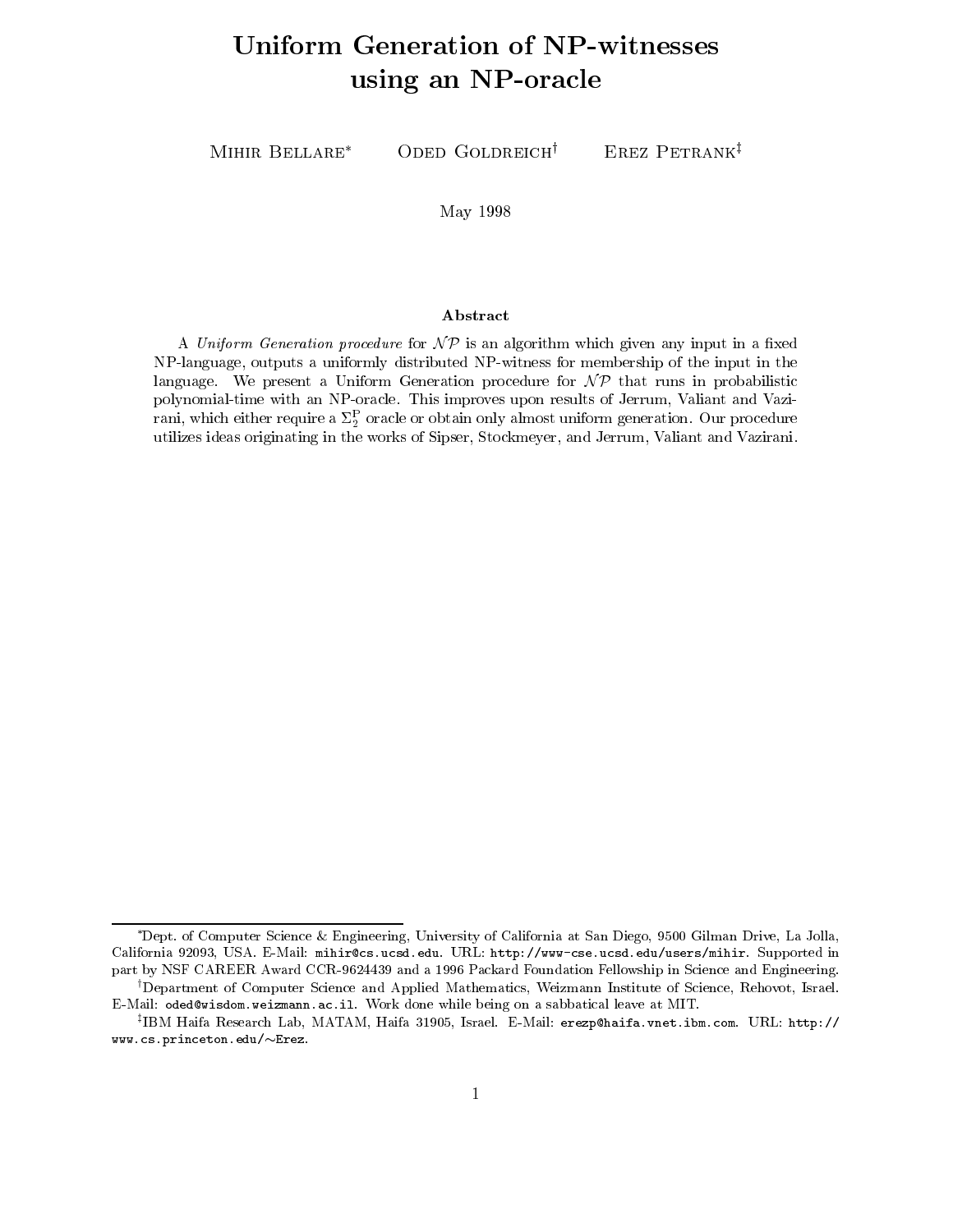# Uniform Generation of NP-witnesses using an NP-oracle

Mihir Bellare[*] Oded Goldreich[†] Erez Petrank[‡]

May 1998

## Abstract

A *Uniform Generation procedure* for $\mathcal{NP}$ is an algorithm which given any input in a fixed NP-language, outputs a uniformly distributed NP-witness for membership of the input in the language. We present a Uniform Generation procedure for $\mathcal{NP}$ that runs in probabilistic polynomial-time with an NP-oracle. This improves upon results of Jerrum, Valiant and Vazirani, which either require a $\Sigma_2^{\mathrm{P}}$ oracle or obtain only almost uniform generation. Our procedure utilizes ideas originating in the works of Sipser, Stockmeyer, and Jerrum, Valiant and Vazirani.

---

[*]Dept. of Computer Science & Engineering, University of California at San Diego, 9500 Gilman Drive, La Jolla, California 92093, USA. E-Mail: mihir@cs.ucsd.edu. URL: http://www-cse.ucsd.edu/users/mihir. Supported in part by NSF CAREER Award CCR-9624439 and a 1996 Packard Foundation Fellowship in Science and Engineering.

[†]Department of Computer Science and Applied Mathematics, Weizmann Institute of Science, Rehovot, Israel. E-Mail: oded@wisdom.weizmann.ac.il. Work done while being on a sabbatical leave at MIT.

[‡]IBM Haifa Research Lab, MATAM, Haifa 31905, Israel. E-Mail: erezp@haifa.vnet.ibm.com. URL: http://www.cs.princeton.edu/~Erez.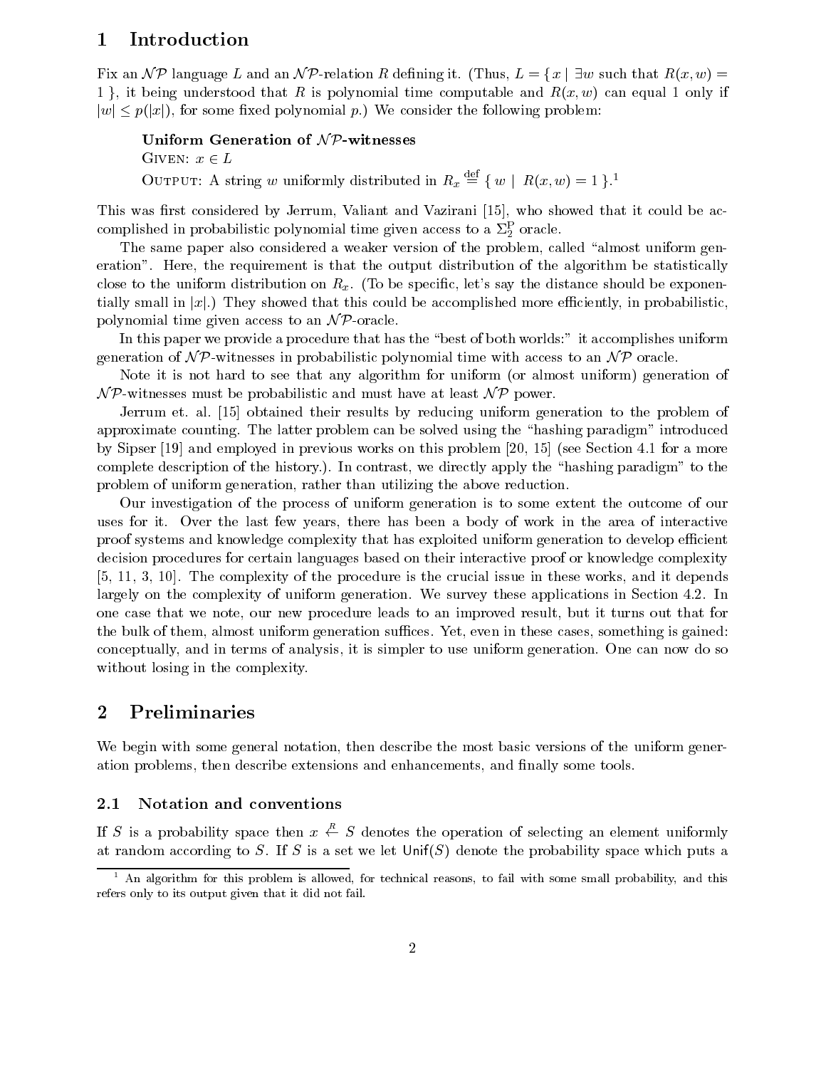# 1 Introduction

Fix an $\mathcal{NP}$ language $L$ and an $\mathcal{NP}$-relation $R$ defining it. (Thus, $L = \{ x \mid \exists w \text{ such that } R(x, w) = 1 \}$, it being understood that $R$ is polynomial time computable and $R(x, w)$ can equal 1 only if $|w| \leq p(|x|)$, for some fixed polynomial $p$.) We consider the following problem:

> **Uniform Generation of $\mathcal{NP}$-witnesses**
> GIVEN: $x \in L$
> OUTPUT: A string $w$ uniformly distributed in $R_x \stackrel{\text{def}}{=} \{ w \mid R(x, w) = 1 \}$.[1]

This was first considered by Jerrum, Valiant and Vazirani [15], who showed that it could be accomplished in probabilistic polynomial time given access to a $\Sigma_2^{\rm P}$ oracle.

The same paper also considered a weaker version of the problem, called "almost uniform generation". Here, the requirement is that the output distribution of the algorithm be statistically close to the uniform distribution on $R_x$. (To be specific, let's say the distance should be exponentially small in $|x|$.) They showed that this could be accomplished more efficiently, in probabilistic, polynomial time given access to an $\mathcal{NP}$-oracle.

In this paper we provide a procedure that has the "best of both worlds:" it accomplishes uniform generation of $\mathcal{NP}$-witnesses in probabilistic polynomial time with access to an $\mathcal{NP}$ oracle.

Note it is not hard to see that any algorithm for uniform (or almost uniform) generation of $\mathcal{NP}$-witnesses must be probabilistic and must have at least $\mathcal{NP}$ power.

Jerrum et. al. [15] obtained their results by reducing uniform generation to the problem of approximate counting. The latter problem can be solved using the "hashing paradigm" introduced by Sipser [19] and employed in previous works on this problem [20, 15] (see Section 4.1 for a more complete description of the history.). In contrast, we directly apply the "hashing paradigm" to the problem of uniform generation, rather than utilizing the above reduction.

Our investigation of the process of uniform generation is to some extent the outcome of our uses for it. Over the last few years, there has been a body of work in the area of interactive proof systems and knowledge complexity that has exploited uniform generation to develop efficient decision procedures for certain languages based on their interactive proof or knowledge complexity [5, 11, 3, 10]. The complexity of the procedure is the crucial issue in these works, and it depends largely on the complexity of uniform generation. We survey these applications in Section 4.2. In one case that we note, our new procedure leads to an improved result, but it turns out that for the bulk of them, almost uniform generation suffices. Yet, even in these cases, something is gained: conceptually, and in terms of analysis, it is simpler to use uniform generation. One can now do so without losing in the complexity.

# 2 Preliminaries

We begin with some general notation, then describe the most basic versions of the uniform generation problems, then describe extensions and enhancements, and finally some tools.

## 2.1 Notation and conventions

If $S$ is a probability space then $x \stackrel{R}{\leftarrow} S$ denotes the operation of selecting an element uniformly at random according to $S$. If $S$ is a set we let $\mathsf{Unif}(S)$ denote the probability space which puts a

[1] An algorithm for this problem is allowed, for technical reasons, to fail with some small probability, and this refers only to its output given that it did not fail.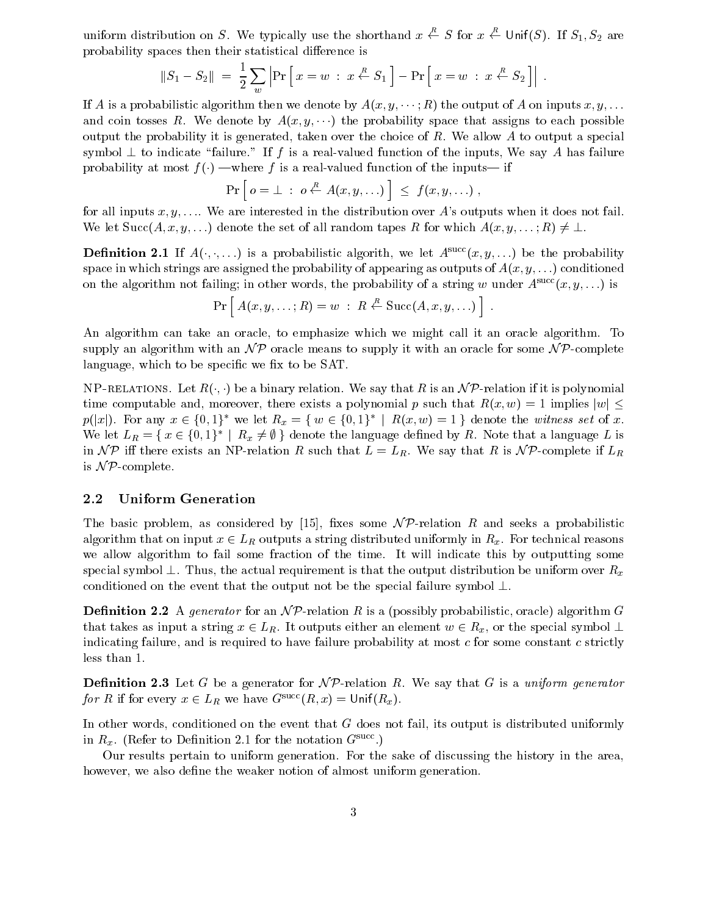uniform distribution on $S$. We typically use the shorthand $x \stackrel{R}{\leftarrow} S$ for $x \stackrel{R}{\leftarrow} \mathsf{Unif}(S)$. If $S_1, S_2$ are probability spaces then their statistical difference is

$$\|S_1 - S_2\| \;=\; \frac{1}{2}\sum_w \left|\Pr\left[\, x = w \;:\; x \stackrel{R}{\leftarrow} S_1 \,\right] - \Pr\left[\, x = w \;:\; x \stackrel{R}{\leftarrow} S_2 \,\right]\right| \,.$$

If $A$ is a probabilistic algorithm then we denote by $A(x, y, \cdots; R)$ the output of $A$ on inputs $x, y, \ldots$ and coin tosses $R$. We denote by $A(x, y, \cdots)$ the probability space that assigns to each possible output the probability it is generated, taken over the choice of $R$. We allow $A$ to output a special symbol $\perp$ to indicate "failure." If $f$ is a real-valued function of the inputs, We say $A$ has failure probability at most $f(\cdot)$ —where $f$ is a real-valued function of the inputs— if

$$\Pr\left[\, o = \perp \;:\; o \stackrel{R}{\leftarrow} A(x, y, \ldots) \,\right] \;\leq\; f(x, y, \ldots) \,,$$

for all inputs $x, y, \ldots$. We are interested in the distribution over $A$'s outputs when it does not fail. We let $\mathrm{Succ}(A, x, y, \ldots)$ denote the set of all random tapes $R$ for which $A(x, y, \ldots; R) \neq \perp$.

**Definition 2.1** If $A(\cdot, \cdot, \ldots)$ is a probabilistic algorith, we let $A^{\mathrm{succ}}(x, y, \ldots)$ be the probability space in which strings are assigned the probability of appearing as outputs of $A(x, y, \ldots)$ conditioned on the algorithm not failing; in other words, the probability of a string $w$ under $A^{\mathrm{succ}}(x, y, \ldots)$ is

$$\Pr\left[\, A(x, y, \ldots; R) = w \;:\; R \stackrel{R}{\leftarrow} \mathrm{Succ}(A, x, y, \ldots) \,\right] \,.$$

An algorithm can take an oracle, to emphasize which we might call it an oracle algorithm. To supply an algorithm with an $\mathcal{NP}$ oracle means to supply it with an oracle for some $\mathcal{NP}$-complete language, which to be specific we fix to be SAT.

NP-RELATIONS. Let $R(\cdot, \cdot)$ be a binary relation. We say that $R$ is an $\mathcal{NP}$-relation if it is polynomial time computable and, moreover, there exists a polynomial $p$ such that $R(x, w) = 1$ implies $|w| \leq p(|x|)$. For any $x \in \{0,1\}^*$ we let $R_x = \{\, w \in \{0,1\}^* \mid R(x, w) = 1 \,\}$ denote the *witness set* of $x$. We let $L_R = \{\, x \in \{0,1\}^* \mid R_x \neq \emptyset \,\}$ denote the language defined by $R$. Note that a language $L$ is in $\mathcal{NP}$ iff there exists an NP-relation $R$ such that $L = L_R$. We say that $R$ is $\mathcal{NP}$-complete if $L_R$ is $\mathcal{NP}$-complete.

## 2.2 Uniform Generation

The basic problem, as considered by [15], fixes some $\mathcal{NP}$-relation $R$ and seeks a probabilistic algorithm that on input $x \in L_R$ outputs a string distributed uniformly in $R_x$. For technical reasons we allow algorithm to fail some fraction of the time. It will indicate this by outputting some special symbol $\perp$. Thus, the actual requirement is that the output distribution be uniform over $R_x$ conditioned on the event that the output not be the special failure symbol $\perp$.

**Definition 2.2** A *generator* for an $\mathcal{NP}$-relation $R$ is a (possibly probabilistic, oracle) algorithm $G$ that takes as input a string $x \in L_R$. It outputs either an element $w \in R_x$, or the special symbol $\perp$ indicating failure, and is required to have failure probability at most $c$ for some constant $c$ strictly less than 1.

**Definition 2.3** Let $G$ be a generator for $\mathcal{NP}$-relation $R$. We say that $G$ is a *uniform generator for $R$* if for every $x \in L_R$ we have $G^{\mathrm{succ}}(R, x) = \mathsf{Unif}(R_x)$.

In other words, conditioned on the event that $G$ does not fail, its output is distributed uniformly in $R_x$. (Refer to Definition 2.1 for the notation $G^{\mathrm{succ}}$.)

Our results pertain to uniform generation. For the sake of discussing the history in the area, however, we also define the weaker notion of almost uniform generation.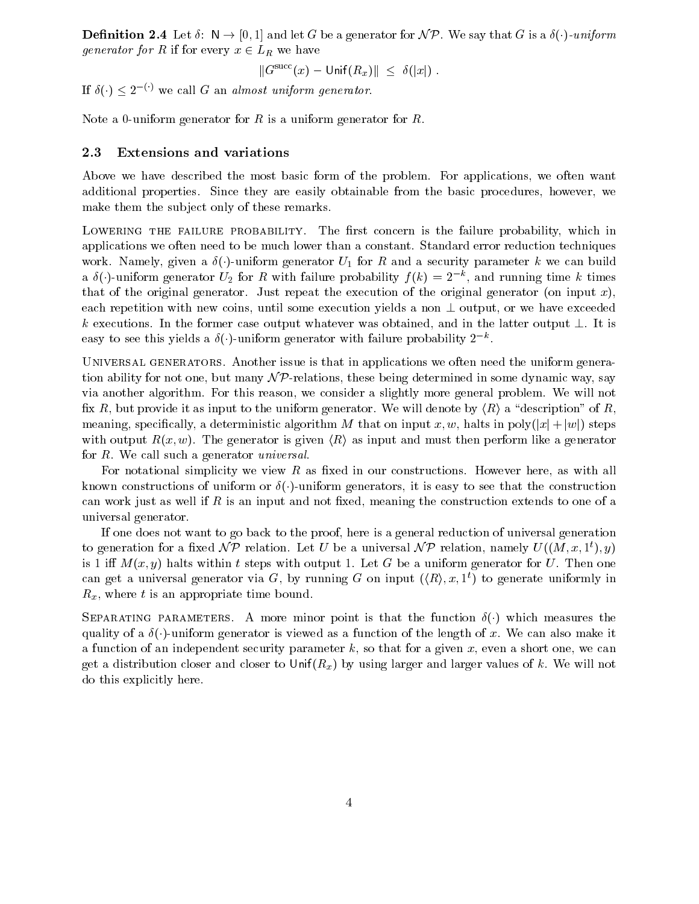**Definition 2.4** Let $\delta\colon \mathsf{N} \to [0,1]$ and let $G$ be a generator for $\mathcal{NP}$. We say that $G$ is a $\delta(\cdot)$*-uniform generator for* $R$ if for every $x \in L_R$ we have

$$\|G^{\mathrm{succ}}(x) - \mathsf{Unif}(R_x)\| \;\leq\; \delta(|x|) \;.$$

If $\delta(\cdot) \leq 2^{-(\cdot)}$ we call $G$ an *almost uniform generator*.

Note a 0-uniform generator for $R$ is a uniform generator for $R$.

### 2.3 Extensions and variations

Above we have described the most basic form of the problem. For applications, we often want additional properties. Since they are easily obtainable from the basic procedures, however, we make them the subject only of these remarks.

Lowering the failure probability. The first concern is the failure probability, which in applications we often need to be much lower than a constant. Standard error reduction techniques work. Namely, given a $\delta(\cdot)$-uniform generator $U_1$ for $R$ and a security parameter $k$ we can build a $\delta(\cdot)$-uniform generator $U_2$ for $R$ with failure probability $f(k) = 2^{-k}$, and running time $k$ times that of the original generator. Just repeat the execution of the original generator (on input $x$), each repetition with new coins, until some execution yields a non $\perp$ output, or we have exceeded $k$ executions. In the former case output whatever was obtained, and in the latter output $\perp$. It is easy to see this yields a $\delta(\cdot)$-uniform generator with failure probability $2^{-k}$.

Universal generators. Another issue is that in applications we often need the uniform generation ability for not one, but many $\mathcal{NP}$-relations, these being determined in some dynamic way, say via another algorithm. For this reason, we consider a slightly more general problem. We will not fix $R$, but provide it as input to the uniform generator. We will denote by $\langle R \rangle$ a "description" of $R$, meaning, specifically, a deterministic algorithm $M$ that on input $x, w$, halts in $\mathrm{poly}(|x| + |w|)$ steps with output $R(x, w)$. The generator is given $\langle R \rangle$ as input and must then perform like a generator for $R$. We call such a generator *universal*.

For notational simplicity we view $R$ as fixed in our constructions. However here, as with all known constructions of uniform or $\delta(\cdot)$-uniform generators, it is easy to see that the construction can work just as well if $R$ is an input and not fixed, meaning the construction extends to one of a universal generator.

If one does not want to go back to the proof, here is a general reduction of universal generation to generation for a fixed $\mathcal{NP}$ relation. Let $U$ be a universal $\mathcal{NP}$ relation, namely $U((M, x, 1^t), y)$ is 1 iff $M(x, y)$ halts within $t$ steps with output 1. Let $G$ be a uniform generator for $U$. Then one can get a universal generator via $G$, by running $G$ on input $(\langle R \rangle, x, 1^t)$ to generate uniformly in $R_x$, where $t$ is an appropriate time bound.

Separating parameters. A more minor point is that the function $\delta(\cdot)$ which measures the quality of a $\delta(\cdot)$-uniform generator is viewed as a function of the length of $x$. We can also make it a function of an independent security parameter $k$, so that for a given $x$, even a short one, we can get a distribution closer and closer to $\mathsf{Unif}(R_x)$ by using larger and larger values of $k$. We will not do this explicitly here.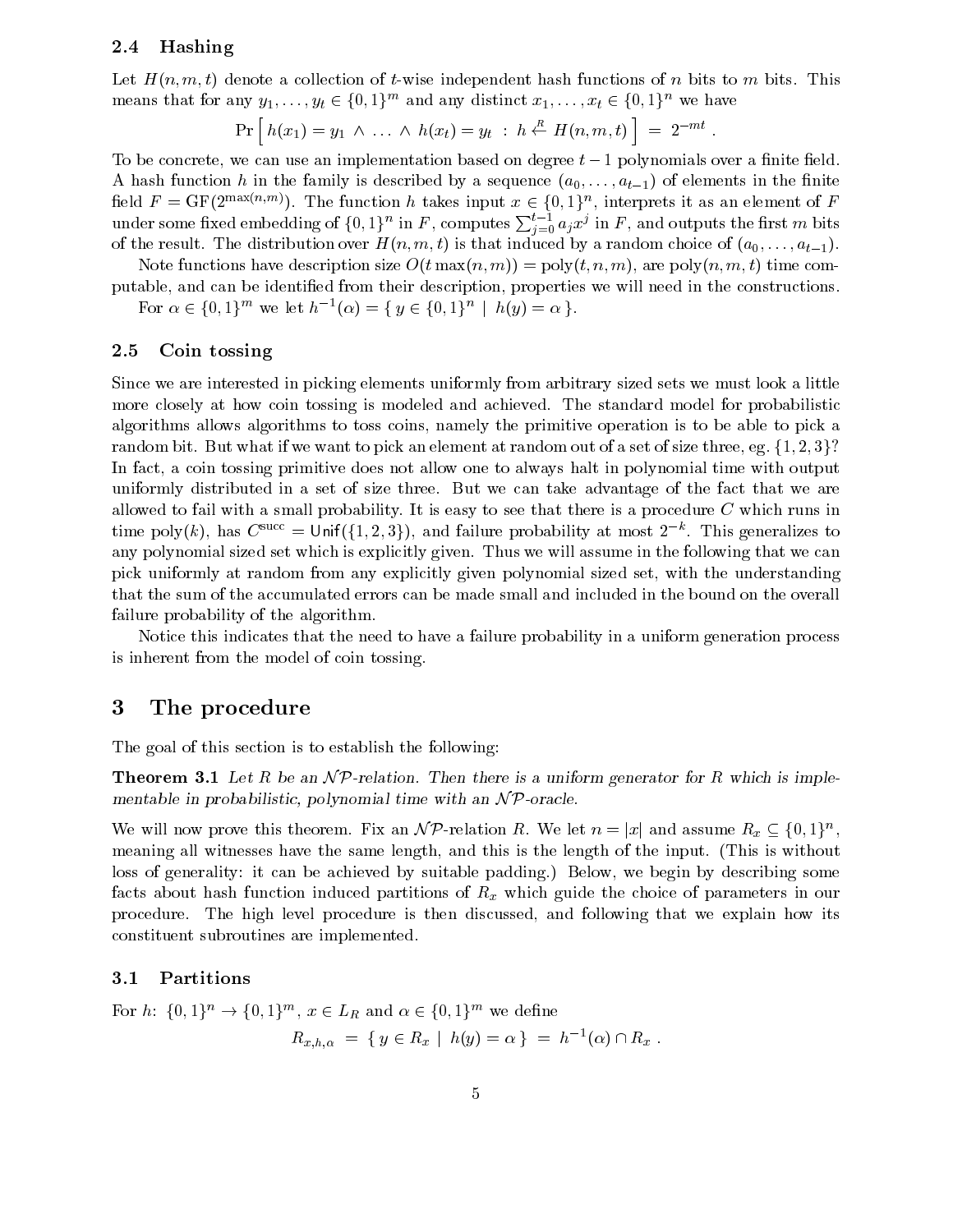### 2.4 Hashing

Let $H(n, m, t)$ denote a collection of $t$-wise independent hash functions of $n$ bits to $m$ bits. This means that for any $y_1, \ldots, y_t \in \{0,1\}^m$ and any distinct $x_1, \ldots, x_t \in \{0,1\}^n$ we have

$$\Pr\left[\, h(x_1) = y_1 \,\wedge\, \ldots \,\wedge\, h(x_t) = y_t \;:\; h \stackrel{R}{\leftarrow} H(n,m,t) \,\right] \;=\; 2^{-mt} \;.$$

To be concrete, we can use an implementation based on degree $t-1$ polynomials over a finite field. A hash function $h$ in the family is described by a sequence $(a_0, \ldots, a_{t-1})$ of elements in the finite field $F = \mathrm{GF}(2^{\max(n,m)})$. The function $h$ takes input $x \in \{0,1\}^n$, interprets it as an element of $F$ under some fixed embedding of $\{0,1\}^n$ in $F$, computes $\sum_{j=0}^{t-1} a_j x^j$ in $F$, and outputs the first $m$ bits of the result. The distribution over $H(n,m,t)$ is that induced by a random choice of $(a_0, \ldots, a_{t-1})$.

Note functions have description size $O(t \max(n,m)) = \mathrm{poly}(t,n,m)$, are $\mathrm{poly}(n,m,t)$ time computable, and can be identified from their description, properties we will need in the constructions.

For $\alpha \in \{0,1\}^m$ we let $h^{-1}(\alpha) = \{\, y \in \{0,1\}^n \mid h(y) = \alpha \,\}$.

### 2.5 Coin tossing

Since we are interested in picking elements uniformly from arbitrary sized sets we must look a little more closely at how coin tossing is modeled and achieved. The standard model for probabilistic algorithms allows algorithms to toss coins, namely the primitive operation is to be able to pick a random bit. But what if we want to pick an element at random out of a set of size three, eg. $\{1,2,3\}$? In fact, a coin tossing primitive does not allow one to always halt in polynomial time with output uniformly distributed in a set of size three. But we can take advantage of the fact that we are allowed to fail with a small probability. It is easy to see that there is a procedure $C$ which runs in time $\mathrm{poly}(k)$, has $C^{\mathrm{succ}} = \mathsf{Unif}(\{1,2,3\})$, and failure probability at most $2^{-k}$. This generalizes to any polynomial sized set which is explicitly given. Thus we will assume in the following that we can pick uniformly at random from any explicitly given polynomial sized set, with the understanding that the sum of the accumulated errors can be made small and included in the bound on the overall failure probability of the algorithm.

Notice this indicates that the need to have a failure probability in a uniform generation process is inherent from the model of coin tossing.

## 3 The procedure

The goal of this section is to establish the following:

**Theorem 3.1** *Let $R$ be an $\mathcal{NP}$-relation. Then there is a uniform generator for $R$ which is implementable in probabilistic, polynomial time with an $\mathcal{NP}$-oracle.*

We will now prove this theorem. Fix an $\mathcal{NP}$-relation $R$. We let $n = |x|$ and assume $R_x \subseteq \{0,1\}^n$, meaning all witnesses have the same length, and this is the length of the input. (This is without loss of generality: it can be achieved by suitable padding.) Below, we begin by describing some facts about hash function induced partitions of $R_x$ which guide the choice of parameters in our procedure. The high level procedure is then discussed, and following that we explain how its constituent subroutines are implemented.

### 3.1 Partitions

For $h\colon \{0,1\}^n \to \{0,1\}^m$, $x \in L_R$ and $\alpha \in \{0,1\}^m$ we define

$$R_{x,h,\alpha} \;=\; \{\, y \in R_x \mid h(y) = \alpha \,\} \;=\; h^{-1}(\alpha) \cap R_x \;.$$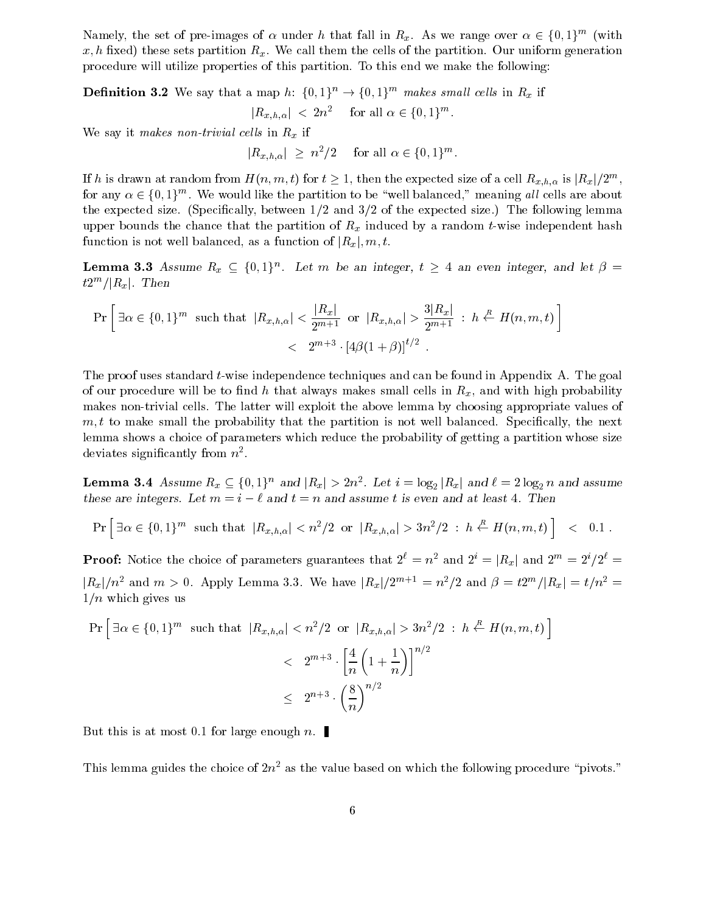Namely, the set of pre-images of $\alpha$ under $h$ that fall in $R_x$. As we range over $\alpha \in \{0,1\}^m$ (with $x, h$ fixed) these sets partition $R_x$. We call them the cells of the partition. Our uniform generation procedure will utilize properties of this partition. To this end we make the following:

**Definition 3.2** *We say that a map* $h$: $\{0,1\}^n \to \{0,1\}^m$ *makes small cells in* $R_x$ *if*

$$|R_{x,h,\alpha}| \ < \ 2n^2 \quad \text{ for all } \alpha \in \{0,1\}^m .$$

*We say it makes non-trivial cells in* $R_x$ *if*

$$|R_{x,h,\alpha}| \ \geq \ n^2/2 \quad \text{ for all } \alpha \in \{0,1\}^m .$$

If $h$ is drawn at random from $H(n, m, t)$ for $t \geq 1$, then the expected size of a cell $R_{x,h,\alpha}$ is $|R_x|/2^m$, for any $\alpha \in \{0,1\}^m$. We would like the partition to be "well balanced," meaning *all* cells are about the expected size. (Specifically, between 1/2 and 3/2 of the expected size.) The following lemma upper bounds the chance that the partition of $R_x$ induced by a random $t$-wise independent hash function is not well balanced, as a function of $|R_x|, m, t$.

**Lemma 3.3** *Assume* $R_x \subseteq \{0,1\}^n$. *Let* $m$ *be an integer,* $t \geq 4$ *an even integer, and let* $\beta = t2^m/|R_x|$. *Then*

$$\Pr\left[ \exists \alpha \in \{0,1\}^m \ \text{ such that } \ |R_{x,h,\alpha}| < \frac{|R_x|}{2^{m+1}} \ \text{ or } \ |R_{x,h,\alpha}| > \frac{3|R_x|}{2^{m+1}} \ : \ h \xleftarrow{R} H(n,m,t) \right]$$
$$< \ 2^{m+3} \cdot [4\beta(1+\beta)]^{t/2} \ .$$

The proof uses standard $t$-wise independence techniques and can be found in Appendix A. The goal of our procedure will be to find $h$ that always makes small cells in $R_x$, and with high probability makes non-trivial cells. The latter will exploit the above lemma by choosing appropriate values of $m, t$ to make small the probability that the partition is not well balanced. Specifically, the next lemma shows a choice of parameters which reduce the probability of getting a partition whose size deviates significantly from $n^2$.

**Lemma 3.4** *Assume* $R_x \subseteq \{0,1\}^n$ *and* $|R_x| > 2n^2$. *Let* $i = \log_2 |R_x|$ *and* $\ell = 2\log_2 n$ *and assume these are integers. Let* $m = i - \ell$ *and* $t = n$ *and assume* $t$ *is even and at least 4. Then*

$$\Pr\left[ \exists \alpha \in \{0,1\}^m \ \text{ such that } \ |R_{x,h,\alpha}| < n^2/2 \ \text{ or } \ |R_{x,h,\alpha}| > 3n^2/2 \ : \ h \xleftarrow{R} H(n,m,t) \right] \ < \ 0.1 \ .$$

**Proof:** Notice the choice of parameters guarantees that $2^\ell = n^2$ and $2^i = |R_x|$ and $2^m = 2^i/2^\ell = |R_x|/n^2$ and $m > 0$. Apply Lemma 3.3. We have $|R_x|/2^{m+1} = n^2/2$ and $\beta = t2^m/|R_x| = t/n^2 = 1/n$ which gives us

$$\Pr\left[ \exists \alpha \in \{0,1\}^m \ \text{ such that } \ |R_{x,h,\alpha}| < n^2/2 \ \text{ or } \ |R_{x,h,\alpha}| > 3n^2/2 \ : \ h \xleftarrow{R} H(n,m,t) \right]$$
$$< \ 2^{m+3} \cdot \left[ \frac{4}{n}\left(1 + \frac{1}{n}\right)\right]^{n/2}$$
$$\leq \ 2^{n+3} \cdot \left(\frac{8}{n}\right)^{n/2}$$

But this is at most 0.1 for large enough $n$. ∎

This lemma guides the choice of $2n^2$ as the value based on which the following procedure "pivots."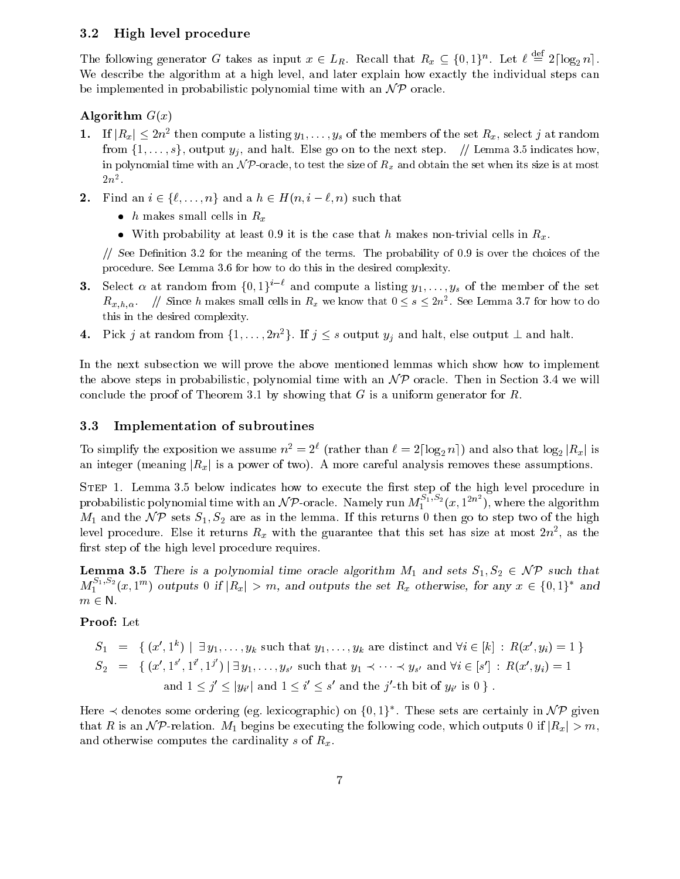### 3.2 High level procedure

The following generator $G$ takes as input $x \in L_R$. Recall that $R_x \subseteq \{0,1\}^n$. Let $\ell \stackrel{\text{def}}{=} 2\lceil \log_2 n \rceil$. We describe the algorithm at a high level, and later explain how exactly the individual steps can be implemented in probabilistic polynomial time with an $\mathcal{NP}$ oracle.

**Algorithm** $G(x)$

**1.** If $|R_x| \leq 2n^2$ then compute a listing $y_1, \ldots, y_s$ of the members of the set $R_x$, select $j$ at random from $\{1, \ldots, s\}$, output $y_j$, and halt. Else go on to the next step. // Lemma 3.5 indicates how, in polynomial time with an $\mathcal{NP}$-oracle, to test the size of $R_x$ and obtain the set when its size is at most $2n^2$.

**2.** Find an $i \in \{\ell, \ldots, n\}$ and a $h \in H(n, i-\ell, n)$ such that

- $h$ makes small cells in $R_x$
- With probability at least 0.9 it is the case that $h$ makes non-trivial cells in $R_x$.

// See Definition 3.2 for the meaning of the terms. The probability of 0.9 is over the choices of the procedure. See Lemma 3.6 for how to do this in the desired complexity.

**3.** Select $\alpha$ at random from $\{0,1\}^{i-\ell}$ and compute a listing $y_1, \ldots, y_s$ of the member of the set $R_{x,h,\alpha}$. // Since $h$ makes small cells in $R_x$ we know that $0 \leq s \leq 2n^2$. See Lemma 3.7 for how to do this in the desired complexity.

**4.** Pick $j$ at random from $\{1, \ldots, 2n^2\}$. If $j \leq s$ output $y_j$ and halt, else output $\perp$ and halt.

In the next subsection we will prove the above mentioned lemmas which show how to implement the above steps in probabilistic, polynomial time with an $\mathcal{NP}$ oracle. Then in Section 3.4 we will conclude the proof of Theorem 3.1 by showing that $G$ is a uniform generator for $R$.

### 3.3 Implementation of subroutines

To simplify the exposition we assume $n^2 = 2^\ell$ (rather than $\ell = 2\lceil \log_2 n \rceil$) and also that $\log_2 |R_x|$ is an integer (meaning $|R_x|$ is a power of two). A more careful analysis removes these assumptions.

Step 1. Lemma 3.5 below indicates how to execute the first step of the high level procedure in probabilistic polynomial time with an $\mathcal{NP}$-oracle. Namely run $M_1^{S_1,S_2}(x, 1^{2n^2})$, where the algorithm $M_1$ and the $\mathcal{NP}$ sets $S_1, S_2$ are as in the lemma. If this returns 0 then go to step two of the high level procedure. Else it returns $R_x$ with the guarantee that this set has size at most $2n^2$, as the first step of the high level procedure requires.

**Lemma 3.5** *There is a polynomial time oracle algorithm $M_1$ and sets $S_1, S_2 \in \mathcal{NP}$ such that $M_1^{S_1,S_2}(x, 1^m)$ outputs 0 if $|R_x| > m$, and outputs the set $R_x$ otherwise, for any $x \in \{0,1\}^*$ and $m \in \mathsf{N}$.*

**Proof:** Let

$$
\begin{aligned}
S_1 &= \{\, (x', 1^k) \mid \exists\, y_1, \ldots, y_k \text{ such that } y_1, \ldots, y_k \text{ are distinct and } \forall i \in [k] : R(x', y_i) = 1 \,\} \\
S_2 &= \{\, (x', 1^{s'}, 1^{i'}, 1^{j'}) \mid \exists\, y_1, \ldots, y_{s'} \text{ such that } y_1 \prec \cdots \prec y_{s'} \text{ and } \forall i \in [s'] : R(x', y_i) = 1 \\
&\qquad \text{and } 1 \leq j' \leq |y_{i'}| \text{ and } 1 \leq i' \leq s' \text{ and the } j'\text{-th bit of } y_{i'} \text{ is } 0 \,\} \,.
\end{aligned}
$$

Here $\prec$ denotes some ordering (eg. lexicographic) on $\{0,1\}^*$. These sets are certainly in $\mathcal{NP}$ given that $R$ is an $\mathcal{NP}$-relation. $M_1$ begins be executing the following code, which outputs 0 if $|R_x| > m$, and otherwise computes the cardinality $s$ of $R_x$.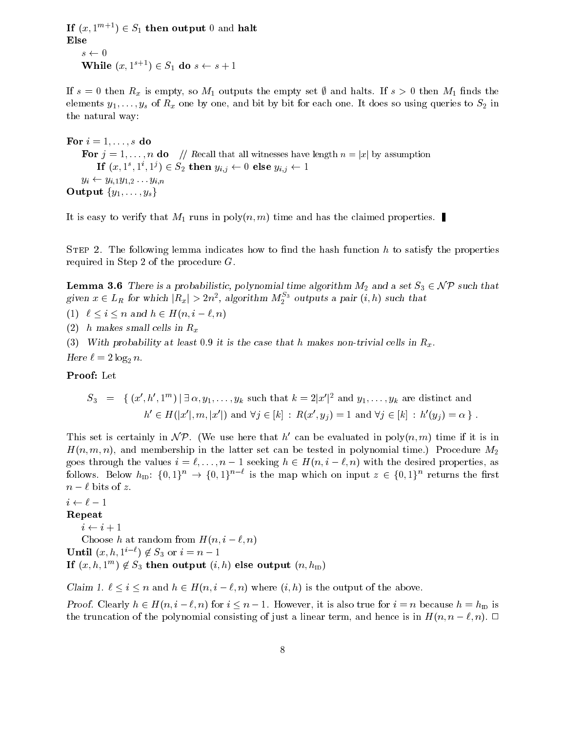**If** $(x, 1^{m+1}) \in S_1$ **then output** 0 and **halt**
**Else**
  $s \leftarrow 0$
  **While** $(x, 1^{s+1}) \in S_1$ **do** $s \leftarrow s + 1$

If $s = 0$ then $R_x$ is empty, so $M_1$ outputs the empty set $\emptyset$ and halts. If $s > 0$ then $M_1$ finds the elements $y_1, \ldots, y_s$ of $R_x$ one by one, and bit by bit for each one. It does so using queries to $S_2$ in the natural way:

**For** $i = 1, \ldots, s$ **do**
  **For** $j = 1, \ldots, n$ **do**  // Recall that all witnesses have length $n = |x|$ by assumption
    **If** $(x, 1^s, 1^i, 1^j) \in S_2$ **then** $y_{i,j} \leftarrow 0$ **else** $y_{i,j} \leftarrow 1$
  $y_i \leftarrow y_{i,1} y_{1,2} \ldots y_{i,n}$
**Output** $\{y_1, \ldots, y_s\}$

It is easy to verify that $M_1$ runs in poly$(n, m)$ time and has the claimed properties. ∎

STEP 2. The following lemma indicates how to find the hash function $h$ to satisfy the properties required in Step 2 of the procedure $G$.

**Lemma 3.6** *There is a probabilistic, polynomial time algorithm $M_2$ and a set $S_3 \in \mathcal{NP}$ such that given $x \in L_R$ for which $|R_x| > 2n^2$, algorithm $M_2^{S_3}$ outputs a pair $(i, h)$ such that*

*(1) $\ell \leq i \leq n$ and $h \in H(n, i - \ell, n)$*

*(2) $h$ makes small cells in $R_x$*

*(3) With probability at least 0.9 it is the case that $h$ makes non-trivial cells in $R_x$.*

*Here $\ell = 2 \log_2 n$.*

**Proof:** Let

$$S_3 = \{ (x', h', 1^m) \mid \exists \alpha, y_1, \ldots, y_k \text{ such that } k = 2|x'|^2 \text{ and } y_1, \ldots, y_k \text{ are distinct and } h' \in H(|x'|, m, |x'|) \text{ and } \forall j \in [k] : R(x', y_j) = 1 \text{ and } \forall j \in [k] : h'(y_j) = \alpha \} .$$

This set is certainly in $\mathcal{NP}$. (We use here that $h'$ can be evaluated in poly$(n, m)$ time if it is in $H(n, m, n)$, and membership in the latter set can be tested in polynomial time.) Procedure $M_2$ goes through the values $i = \ell, \ldots, n-1$ seeking $h \in H(n, i - \ell, n)$ with the desired properties, as follows. Below $h_{\text{ID}}$: $\{0,1\}^n \to \{0,1\}^{n-\ell}$ is the map which on input $z \in \{0,1\}^n$ returns the first $n - \ell$ bits of $z$.

$i \leftarrow \ell - 1$
**Repeat**
  $i \leftarrow i + 1$
  Choose $h$ at random from $H(n, i - \ell, n)$
**Until** $(x, h, 1^{i-\ell}) \notin S_3$ or $i = n - 1$
**If** $(x, h, 1^m) \notin S_3$ **then output** $(i, h)$ **else output** $(n, h_{\text{ID}})$

*Claim 1.* $\ell \leq i \leq n$ and $h \in H(n, i - \ell, n)$ where $(i, h)$ is the output of the above.

*Proof.* Clearly $h \in H(n, i - \ell, n)$ for $i \leq n - 1$. However, it is also true for $i = n$ because $h = h_{\text{ID}}$ is the truncation of the polynomial consisting of just a linear term, and hence is in $H(n, n - \ell, n)$. □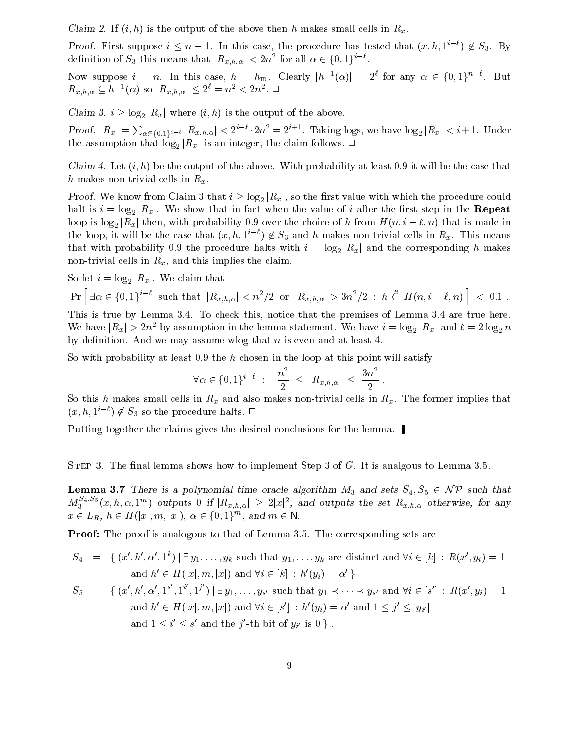*Claim 2.* If $(i, h)$ is the output of the above then $h$ makes small cells in $R_x$.

*Proof.* First suppose $i \leq n-1$. In this case, the procedure has tested that $(x, h, 1^{i-\ell}) \notin S_3$. By definition of $S_3$ this means that $|R_{x,h,\alpha}| < 2n^2$ for all $\alpha \in \{0,1\}^{i-\ell}$.

Now suppose $i = n$. In this case, $h = h_{\text{ID}}$. Clearly $|h^{-1}(\alpha)| = 2^\ell$ for any $\alpha \in \{0,1\}^{n-\ell}$. But $R_{x,h,\alpha} \subseteq h^{-1}(\alpha)$ so $|R_{x,h,\alpha}| \leq 2^\ell = n^2 < 2n^2$. □

*Claim 3.* $i \geq \log_2 |R_x|$ where $(i, h)$ is the output of the above.

*Proof.* $|R_x| = \sum_{\alpha \in \{0,1\}^{i-\ell}} |R_{x,h,\alpha}| < 2^{i-\ell} \cdot 2n^2 = 2^{i+1}$. Taking logs, we have $\log_2 |R_x| < i+1$. Under the assumption that $\log_2 |R_x|$ is an integer, the claim follows. □

*Claim 4.* Let $(i, h)$ be the output of the above. With probability at least 0.9 it will be the case that $h$ makes non-trivial cells in $R_x$.

*Proof.* We know from Claim 3 that $i \geq \log_2 |R_x|$, so the first value with which the procedure could halt is $i = \log_2 |R_x|$. We show that in fact when the value of $i$ after the first step in the **Repeat** loop is $\log_2 |R_x|$ then, with probability 0.9 over the choice of $h$ from $H(n, i-\ell, n)$ that is made in the loop, it will be the case that $(x, h, 1^{i-\ell}) \notin S_3$ and $h$ makes non-trivial cells in $R_x$. This means that with probability 0.9 the procedure halts with $i = \log_2 |R_x|$ and the corresponding $h$ makes non-trivial cells in $R_x$, and this implies the claim.

So let $i = \log_2 |R_x|$. We claim that

$$\Pr\left[\, \exists \alpha \in \{0,1\}^{i-\ell} \text{ such that } |R_{x,h,\alpha}| < n^2/2 \text{ or } |R_{x,h,\alpha}| > 3n^2/2 \,:\, h \stackrel{R}{\leftarrow} H(n, i-\ell, n) \,\right] \;<\; 0.1\,.$$

This is true by Lemma 3.4. To check this, notice that the premises of Lemma 3.4 are true here. We have $|R_x| > 2n^2$ by assumption in the lemma statement. We have $i = \log_2 |R_x|$ and $\ell = 2\log_2 n$ by definition. And we may assume wlog that $n$ is even and at least 4.

So with probability at least 0.9 the $h$ chosen in the loop at this point will satisfy

$$\forall \alpha \in \{0,1\}^{i-\ell} \;:\; \frac{n^2}{2} \;\leq\; |R_{x,h,\alpha}| \;\leq\; \frac{3n^2}{2}\,.$$

So this $h$ makes small cells in $R_x$ and also makes non-trivial cells in $R_x$. The former implies that $(x, h, 1^{i-\ell}) \notin S_3$ so the procedure halts. □

Putting together the claims gives the desired conclusions for the lemma. ∎

Step 3. The final lemma shows how to implement Step 3 of $G$. It is analgous to Lemma 3.5.

**Lemma 3.7** *There is a polynomial time oracle algorithm $M_3$ and sets $S_4, S_5 \in \mathcal{NP}$ such that $M_3^{S_4,S_5}(x, h, \alpha, 1^m)$ outputs 0 if $|R_{x,h,\alpha}| \geq 2|x|^2$, and outputs the set $R_{x,h,\alpha}$ otherwise, for any $x \in L_R$, $h \in H(|x|, m, |x|)$, $\alpha \in \{0,1\}^m$, and $m \in \mathsf{N}$.*

**Proof:** The proof is analogous to that of Lemma 3.5. The corresponding sets are

$$\begin{aligned}
S_4 &= \{\, (x', h', \alpha', 1^k) \mid \exists\, y_1, \ldots, y_k \text{ such that } y_1, \ldots, y_k \text{ are distinct and } \forall i \in [k] \,:\, R(x', y_i) = 1 \\
&\qquad \text{and } h' \in H(|x|, m, |x|) \text{ and } \forall i \in [k] \,:\, h'(y_i) = \alpha' \,\} \\
S_5 &= \{\, (x', h', \alpha', 1^{s'}, 1^{i'}, 1^{j'}) \mid \exists\, y_1, \ldots, y_{s'} \text{ such that } y_1 \prec \cdots \prec y_{s'} \text{ and } \forall i \in [s'] \,:\, R(x', y_i) = 1 \\
&\qquad \text{and } h' \in H(|x|, m, |x|) \text{ and } \forall i \in [s'] \,:\, h'(y_i) = \alpha' \text{ and } 1 \leq j' \leq |y_{i'}| \\
&\qquad \text{and } 1 \leq i' \leq s' \text{ and the } j'\text{-th bit of } y_{i'} \text{ is } 0 \,\}\,.
\end{aligned}$$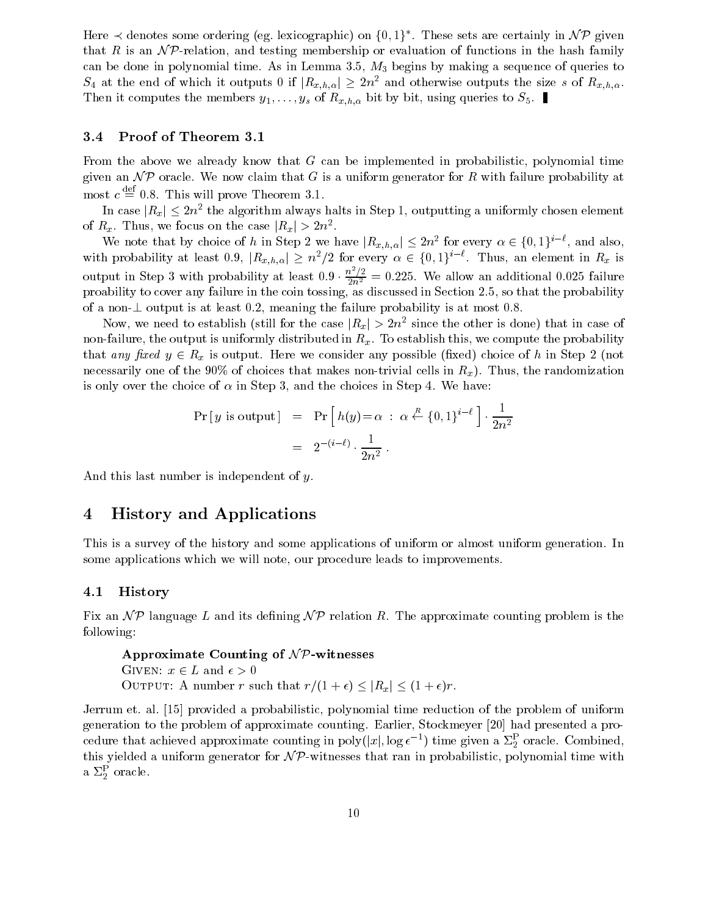Here $\prec$ denotes some ordering (eg. lexicographic) on $\{0,1\}^*$. These sets are certainly in $\mathcal{NP}$ given that $R$ is an $\mathcal{NP}$-relation, and testing membership or evaluation of functions in the hash family can be done in polynomial time. As in Lemma 3.5, $M_3$ begins by making a sequence of queries to $S_4$ at the end of which it outputs 0 if $|R_{x,h,\alpha}| \geq 2n^2$ and otherwise outputs the size $s$ of $R_{x,h,\alpha}$. Then it computes the members $y_1, \ldots, y_s$ of $R_{x,h,\alpha}$ bit by bit, using queries to $S_5$. ∎

### 3.4 Proof of Theorem 3.1

From the above we already know that $G$ can be implemented in probabilistic, polynomial time given an $\mathcal{NP}$ oracle. We now claim that $G$ is a uniform generator for $R$ with failure probability at most $c \stackrel{\text{def}}{=} 0.8$. This will prove Theorem 3.1.

In case $|R_x| \leq 2n^2$ the algorithm always halts in Step 1, outputting a uniformly chosen element of $R_x$. Thus, we focus on the case $|R_x| > 2n^2$.

We note that by choice of $h$ in Step 2 we have $|R_{x,h,\alpha}| \leq 2n^2$ for every $\alpha \in \{0,1\}^{i-\ell}$, and also, with probability at least 0.9, $|R_{x,h,\alpha}| \geq n^2/2$ for every $\alpha \in \{0,1\}^{i-\ell}$. Thus, an element in $R_x$ is output in Step 3 with probability at least $0.9 \cdot \frac{n^2/2}{2n^2} = 0.225$. We allow an additional 0.025 failure proability to cover any failure in the coin tossing, as discussed in Section 2.5, so that the probability of a non-$\perp$ output is at least 0.2, meaning the failure probability is at most 0.8.

Now, we need to establish (still for the case $|R_x| > 2n^2$ since the other is done) that in case of non-failure, the output is uniformly distributed in $R_x$. To establish this, we compute the probability that *any fixed* $y \in R_x$ is output. Here we consider any possible (fixed) choice of $h$ in Step 2 (not necessarily one of the 90% of choices that makes non-trivial cells in $R_x$). Thus, the randomization is only over the choice of $\alpha$ in Step 3, and the choices in Step 4. We have:

$$
\begin{aligned}
\Pr[\, y \text{ is output} \,] &= \Pr\left[\, h(y) = \alpha \ :\ \alpha \stackrel{R}{\leftarrow} \{0,1\}^{i-\ell} \,\right] \cdot \frac{1}{2n^2} \\
&= 2^{-(i-\ell)} \cdot \frac{1}{2n^2} \,.
\end{aligned}
$$

And this last number is independent of $y$.

## 4 History and Applications

This is a survey of the history and some applications of uniform or almost uniform generation. In some applications which we will note, our procedure leads to improvements.

### 4.1 History

Fix an $\mathcal{NP}$ language $L$ and its defining $\mathcal{NP}$ relation $R$. The approximate counting problem is the following:

> **Approximate Counting of $\mathcal{NP}$-witnesses**
> GIVEN: $x \in L$ and $\epsilon > 0$
> OUTPUT: A number $r$ such that $r/(1+\epsilon) \leq |R_x| \leq (1+\epsilon)r$.

Jerrum et. al. [15] provided a probabilistic, polynomial time reduction of the problem of uniform generation to the problem of approximate counting. Earlier, Stockmeyer [20] had presented a procedure that achieved approximate counting in poly$(|x|, \log \epsilon^{-1})$ time given a $\Sigma_2^{\mathrm{P}}$ oracle. Combined, this yielded a uniform generator for $\mathcal{NP}$-witnesses that ran in probabilistic, polynomial time with a $\Sigma_2^{\mathrm{P}}$ oracle.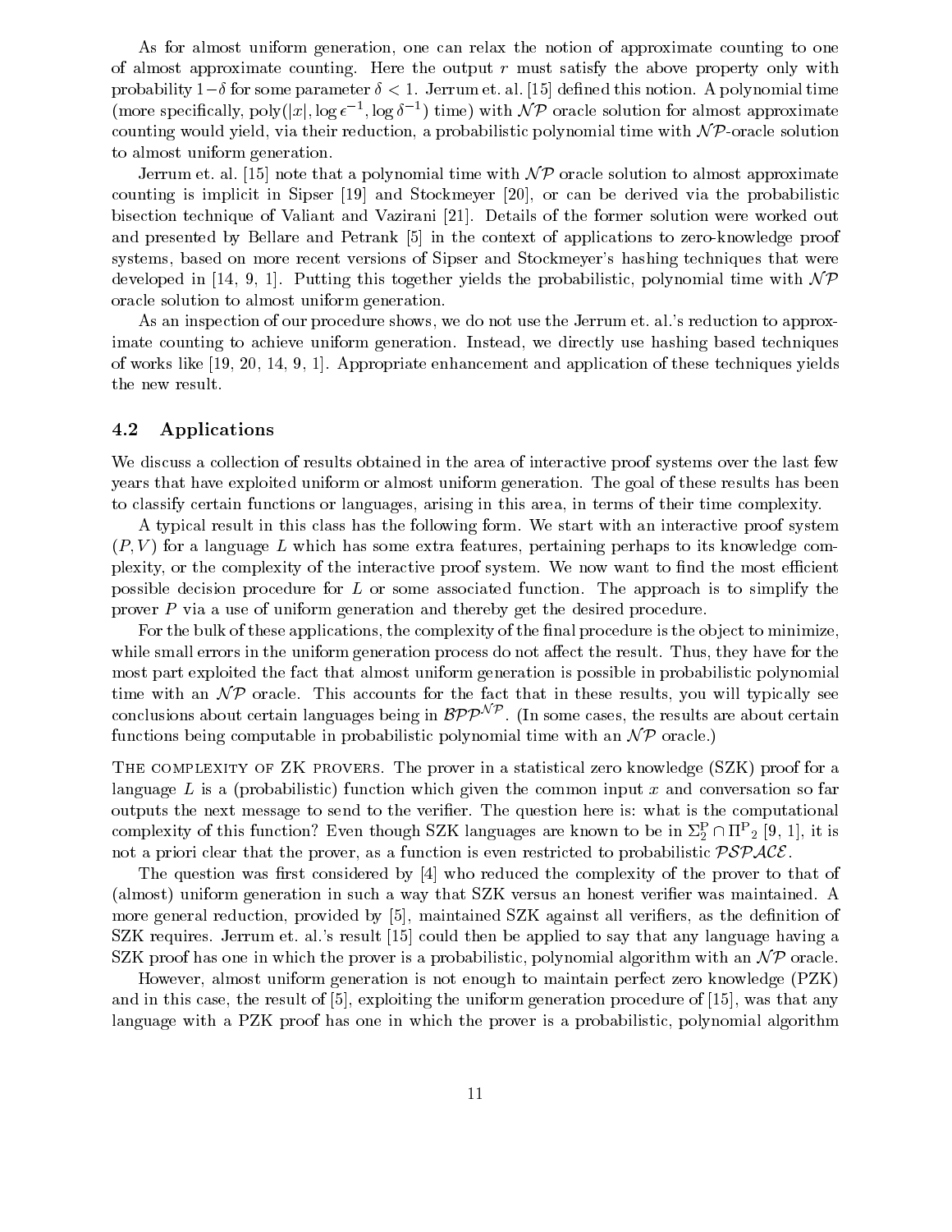As for almost uniform generation, one can relax the notion of approximate counting to one of almost approximate counting. Here the output $r$ must satisfy the above property only with probability $1-\delta$ for some parameter $\delta < 1$. Jerrum et. al. [15] defined this notion. A polynomial time (more specifically, $\text{poly}(|x|, \log \epsilon^{-1}, \log \delta^{-1})$ time) with $\mathcal{NP}$ oracle solution for almost approximate counting would yield, via their reduction, a probabilistic polynomial time with $\mathcal{NP}$-oracle solution to almost uniform generation.

Jerrum et. al. [15] note that a polynomial time with $\mathcal{NP}$ oracle solution to almost approximate counting is implicit in Sipser [19] and Stockmeyer [20], or can be derived via the probabilistic bisection technique of Valiant and Vazirani [21]. Details of the former solution were worked out and presented by Bellare and Petrank [5] in the context of applications to zero-knowledge proof systems, based on more recent versions of Sipser and Stockmeyer's hashing techniques that were developed in [14, 9, 1]. Putting this together yields the probabilistic, polynomial time with $\mathcal{NP}$ oracle solution to almost uniform generation.

As an inspection of our procedure shows, we do not use the Jerrum et. al.'s reduction to approximate counting to achieve uniform generation. Instead, we directly use hashing based techniques of works like [19, 20, 14, 9, 1]. Appropriate enhancement and application of these techniques yields the new result.

### 4.2 Applications

We discuss a collection of results obtained in the area of interactive proof systems over the last few years that have exploited uniform or almost uniform generation. The goal of these results has been to classify certain functions or languages, arising in this area, in terms of their time complexity.

A typical result in this class has the following form. We start with an interactive proof system $(P, V)$ for a language $L$ which has some extra features, pertaining perhaps to its knowledge complexity, or the complexity of the interactive proof system. We now want to find the most efficient possible decision procedure for $L$ or some associated function. The approach is to simplify the prover $P$ via a use of uniform generation and thereby get the desired procedure.

For the bulk of these applications, the complexity of the final procedure is the object to minimize, while small errors in the uniform generation process do not affect the result. Thus, they have for the most part exploited the fact that almost uniform generation is possible in probabilistic polynomial time with an $\mathcal{NP}$ oracle. This accounts for the fact that in these results, you will typically see conclusions about certain languages being in $\mathcal{BPP}^{\mathcal{NP}}$. (In some cases, the results are about certain functions being computable in probabilistic polynomial time with an $\mathcal{NP}$ oracle.)

THE COMPLEXITY OF ZK PROVERS. The prover in a statistical zero knowledge (SZK) proof for a language $L$ is a (probabilistic) function which given the common input $x$ and conversation so far outputs the next message to send to the verifier. The question here is: what is the computational complexity of this function? Even though SZK languages are known to be in $\Sigma_2^{\mathrm{P}} \cap \Pi^{\mathrm{P}}{}_2$ [9, 1], it is not a priori clear that the prover, as a function is even restricted to probabilistic $\mathcal{PSPACE}$.

The question was first considered by [4] who reduced the complexity of the prover to that of (almost) uniform generation in such a way that SZK versus an honest verifier was maintained. A more general reduction, provided by [5], maintained SZK against all verifiers, as the definition of SZK requires. Jerrum et. al.'s result [15] could then be applied to say that any language having a SZK proof has one in which the prover is a probabilistic, polynomial algorithm with an $\mathcal{NP}$ oracle.

However, almost uniform generation is not enough to maintain perfect zero knowledge (PZK) and in this case, the result of [5], exploiting the uniform generation procedure of [15], was that any language with a PZK proof has one in which the prover is a probabilistic, polynomial algorithm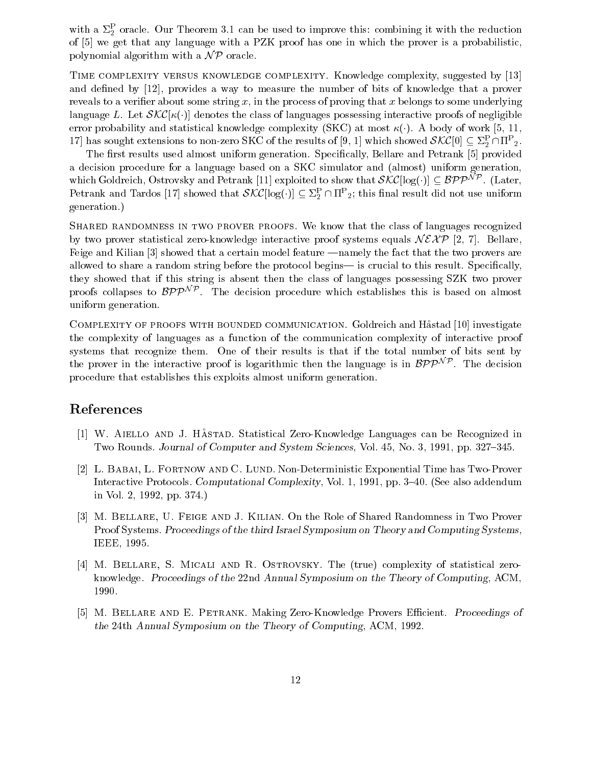with a $\Sigma_2^{\rm P}$ oracle. Our Theorem 3.1 can be used to improve this: combining it with the reduction of [5] we get that any language with a PZK proof has one in which the prover is a probabilistic, polynomial algorithm with a $\mathcal{NP}$ oracle.

TIME COMPLEXITY VERSUS KNOWLEDGE COMPLEXITY. Knowledge complexity, suggested by [13] and defined by [12], provides a way to measure the number of bits of knowledge that a prover reveals to a verifier about some string $x$, in the process of proving that $x$ belongs to some underlying language $L$. Let $\mathcal{SKC}[\kappa(\cdot)]$ denotes the class of languages possessing interactive proofs of negligible error probability and statistical knowledge complexity (SKC) at most $\kappa(\cdot)$. A body of work [5, 11, 17] has sought extensions to non-zero SKC of the results of [9, 1] which showed $\mathcal{SKC}[0] \subseteq \Sigma_2^{\rm P} \cap \Pi^{\rm P}{}_2$.

The first results used almost uniform generation. Specifically, Bellare and Petrank [5] provided a decision procedure for a language based on a SKC simulator and (almost) uniform generation, which Goldreich, Ostrovsky and Petrank [11] exploited to show that $\mathcal{SKC}[\log(\cdot)] \subseteq \mathcal{BPP}^{\mathcal{NP}}$. (Later, Petrank and Tardos [17] showed that $\mathcal{SKC}[\log(\cdot)] \subseteq \Sigma_2^{\rm P} \cap \Pi^{\rm P}{}_2$; this final result did not use uniform generation.)

SHARED RANDOMNESS IN TWO PROVER PROOFS. We know that the class of languages recognized by two prover statistical zero-knowledge interactive proof systems equals $\mathcal{NEXP}$ [2, 7]. Bellare, Feige and Kilian [3] showed that a certain model feature —namely the fact that the two provers are allowed to share a random string before the protocol begins— is crucial to this result. Specifically, they showed that if this string is absent then the class of languages possessing SZK two prover proofs collapses to $\mathcal{BPP}^{\mathcal{NP}}$. The decision procedure which establishes this is based on almost uniform generation.

COMPLEXITY OF PROOFS WITH BOUNDED COMMUNICATION. Goldreich and Håstad [10] investigate the complexity of languages as a function of the communication complexity of interactive proof systems that recognize them. One of their results is that if the total number of bits sent by the prover in the interactive proof is logarithmic then the language is in $\mathcal{BPP}^{\mathcal{NP}}$. The decision procedure that establishes this exploits almost uniform generation.

## References

[1] W. AIELLO AND J. HÅSTAD. Statistical Zero-Knowledge Languages can be Recognized in Two Rounds. *Journal of Computer and System Sciences*, Vol. 45, No. 3, 1991, pp. 327–345.

[2] L. BABAI, L. FORTNOW AND C. LUND. Non-Deterministic Exponential Time has Two-Prover Interactive Protocols. *Computational Complexity*, Vol. 1, 1991, pp. 3–40. (See also addendum in Vol. 2, 1992, pp. 374.)

[3] M. BELLARE, U. FEIGE AND J. KILIAN. On the Role of Shared Randomness in Two Prover Proof Systems. *Proceedings of the third Israel Symposium on Theory and Computing Systems*, IEEE, 1995.

[4] M. BELLARE, S. MICALI AND R. OSTROVSKY. The (true) complexity of statistical zero-knowledge. *Proceedings of the* 22nd *Annual Symposium on the Theory of Computing*, ACM, 1990.

[5] M. BELLARE AND E. PETRANK. Making Zero-Knowledge Provers Efficient. *Proceedings of the* 24th *Annual Symposium on the Theory of Computing*, ACM, 1992.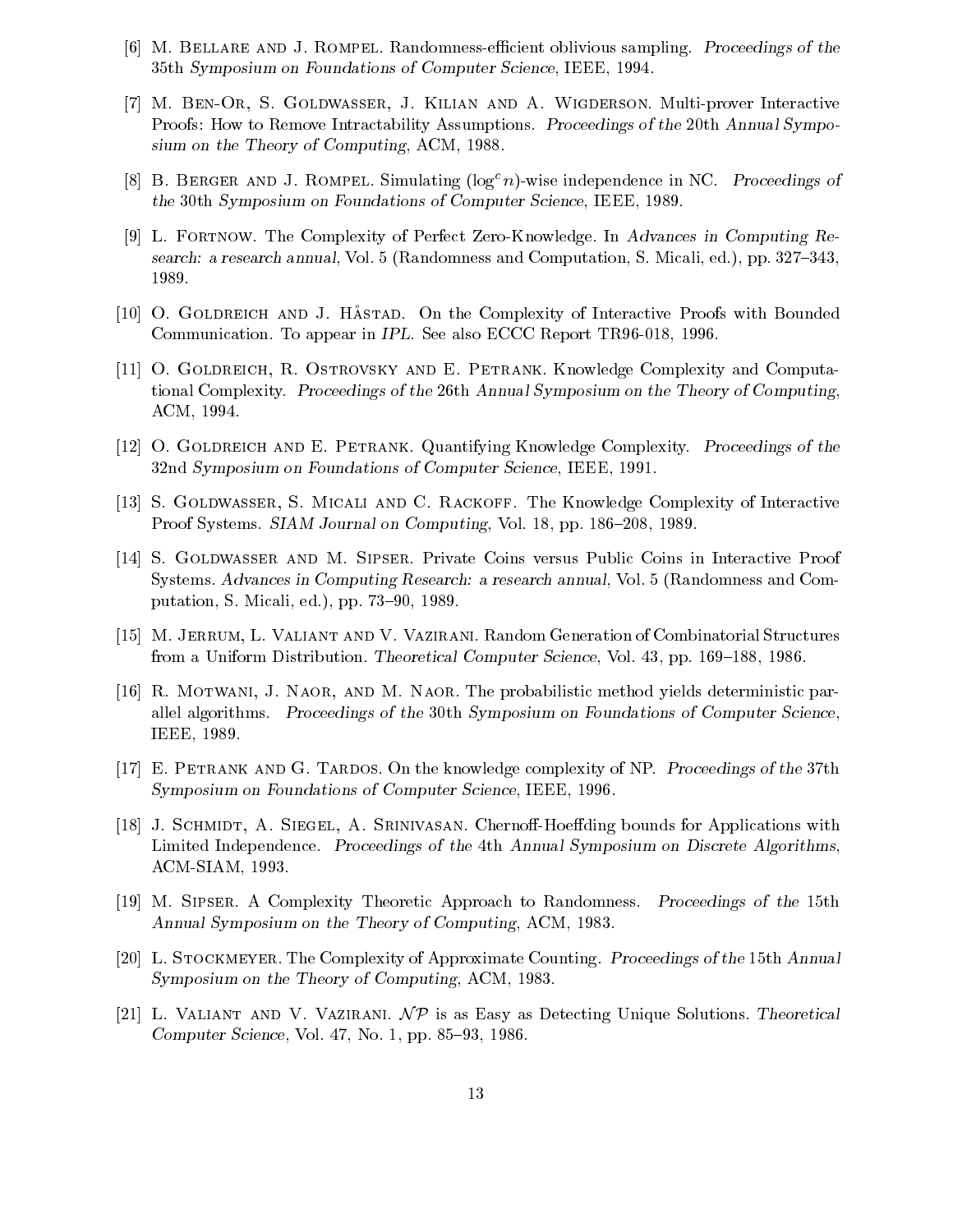[6] M. Bellare and J. Rompel. Randomness-efficient oblivious sampling. *Proceedings of the 35th Symposium on Foundations of Computer Science*, IEEE, 1994.

[7] M. Ben-Or, S. Goldwasser, J. Kilian and A. Wigderson. Multi-prover Interactive Proofs: How to Remove Intractability Assumptions. *Proceedings of the 20th Annual Symposium on the Theory of Computing*, ACM, 1988.

[8] B. Berger and J. Rompel. Simulating ($\log^c n$)-wise independence in NC. *Proceedings of the 30th Symposium on Foundations of Computer Science*, IEEE, 1989.

[9] L. Fortnow. The Complexity of Perfect Zero-Knowledge. In *Advances in Computing Research: a research annual*, Vol. 5 (Randomness and Computation, S. Micali, ed.), pp. 327–343, 1989.

[10] O. Goldreich and J. Håstad. On the Complexity of Interactive Proofs with Bounded Communication. To appear in *IPL*. See also ECCC Report TR96-018, 1996.

[11] O. Goldreich, R. Ostrovsky and E. Petrank. Knowledge Complexity and Computational Complexity. *Proceedings of the 26th Annual Symposium on the Theory of Computing*, ACM, 1994.

[12] O. Goldreich and E. Petrank. Quantifying Knowledge Complexity. *Proceedings of the 32nd Symposium on Foundations of Computer Science*, IEEE, 1991.

[13] S. Goldwasser, S. Micali and C. Rackoff. The Knowledge Complexity of Interactive Proof Systems. *SIAM Journal on Computing*, Vol. 18, pp. 186–208, 1989.

[14] S. Goldwasser and M. Sipser. Private Coins versus Public Coins in Interactive Proof Systems. *Advances in Computing Research: a research annual*, Vol. 5 (Randomness and Computation, S. Micali, ed.), pp. 73–90, 1989.

[15] M. Jerrum, L. Valiant and V. Vazirani. Random Generation of Combinatorial Structures from a Uniform Distribution. *Theoretical Computer Science*, Vol. 43, pp. 169–188, 1986.

[16] R. Motwani, J. Naor, and M. Naor. The probabilistic method yields deterministic parallel algorithms. *Proceedings of the 30th Symposium on Foundations of Computer Science*, IEEE, 1989.

[17] E. Petrank and G. Tardos. On the knowledge complexity of NP. *Proceedings of the 37th Symposium on Foundations of Computer Science*, IEEE, 1996.

[18] J. Schmidt, A. Siegel, A. Srinivasan. Chernoff-Hoeffding bounds for Applications with Limited Independence. *Proceedings of the 4th Annual Symposium on Discrete Algorithms*, ACM-SIAM, 1993.

[19] M. Sipser. A Complexity Theoretic Approach to Randomness. *Proceedings of the 15th Annual Symposium on the Theory of Computing*, ACM, 1983.

[20] L. Stockmeyer. The Complexity of Approximate Counting. *Proceedings of the 15th Annual Symposium on the Theory of Computing*, ACM, 1983.

[21] L. Valiant and V. Vazirani. $\mathcal{NP}$ is as Easy as Detecting Unique Solutions. *Theoretical Computer Science*, Vol. 47, No. 1, pp. 85–93, 1986.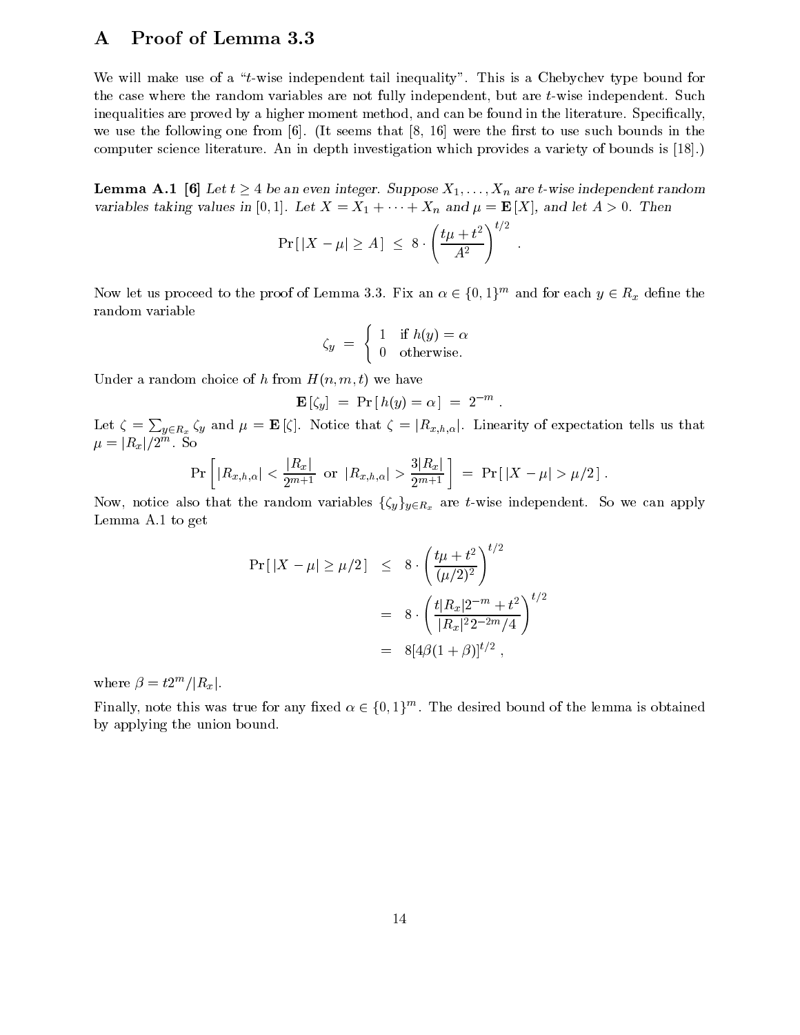# A Proof of Lemma 3.3

We will make use of a "$t$-wise independent tail inequality". This is a Chebychev type bound for the case where the random variables are not fully independent, but are $t$-wise independent. Such inequalities are proved by a higher moment method, and can be found in the literature. Specifically, we use the following one from [6]. (It seems that [8, 16] were the first to use such bounds in the computer science literature. An in depth investigation which provides a variety of bounds is [18].)

**Lemma A.1 [6]** *Let $t \geq 4$ be an even integer. Suppose $X_1, \ldots, X_n$ are $t$-wise independent random variables taking values in $[0,1]$. Let $X = X_1 + \cdots + X_n$ and $\mu = \mathbf{E}[X]$, and let $A > 0$. Then*

$$\Pr[\,|X - \mu| \geq A\,] \;\leq\; 8 \cdot \left(\frac{t\mu + t^2}{A^2}\right)^{t/2} .$$

Now let us proceed to the proof of Lemma 3.3. Fix an $\alpha \in \{0,1\}^m$ and for each $y \in R_x$ define the random variable

$$\zeta_y \;=\; \begin{cases} 1 & \text{if } h(y) = \alpha \\ 0 & \text{otherwise.} \end{cases}$$

Under a random choice of $h$ from $H(n,m,t)$ we have

$$\mathbf{E}[\zeta_y] \;=\; \Pr[\,h(y) = \alpha\,] \;=\; 2^{-m} .$$

Let $\zeta = \sum_{y \in R_x} \zeta_y$ and $\mu = \mathbf{E}[\zeta]$. Notice that $\zeta = |R_{x,h,\alpha}|$. Linearity of expectation tells us that $\mu = |R_x|/2^m$. So

$$\Pr\left[|R_{x,h,\alpha}| < \frac{|R_x|}{2^{m+1}} \text{ or } |R_{x,h,\alpha}| > \frac{3|R_x|}{2^{m+1}}\right] \;=\; \Pr[\,|X - \mu| > \mu/2\,] .$$

Now, notice also that the random variables $\{\zeta_y\}_{y \in R_x}$ are $t$-wise independent. So we can apply Lemma A.1 to get

$$\begin{aligned} \Pr[\,|X - \mu| \geq \mu/2\,] \;&\leq\; 8 \cdot \left(\frac{t\mu + t^2}{(\mu/2)^2}\right)^{t/2} \\ &=\; 8 \cdot \left(\frac{t|R_x|2^{-m} + t^2}{|R_x|^2 2^{-2m}/4}\right)^{t/2} \\ &=\; 8[4\beta(1+\beta)]^{t/2} , \end{aligned}$$

where $\beta = t2^m/|R_x|$.

Finally, note this was true for any fixed $\alpha \in \{0,1\}^m$. The desired bound of the lemma is obtained by applying the union bound.